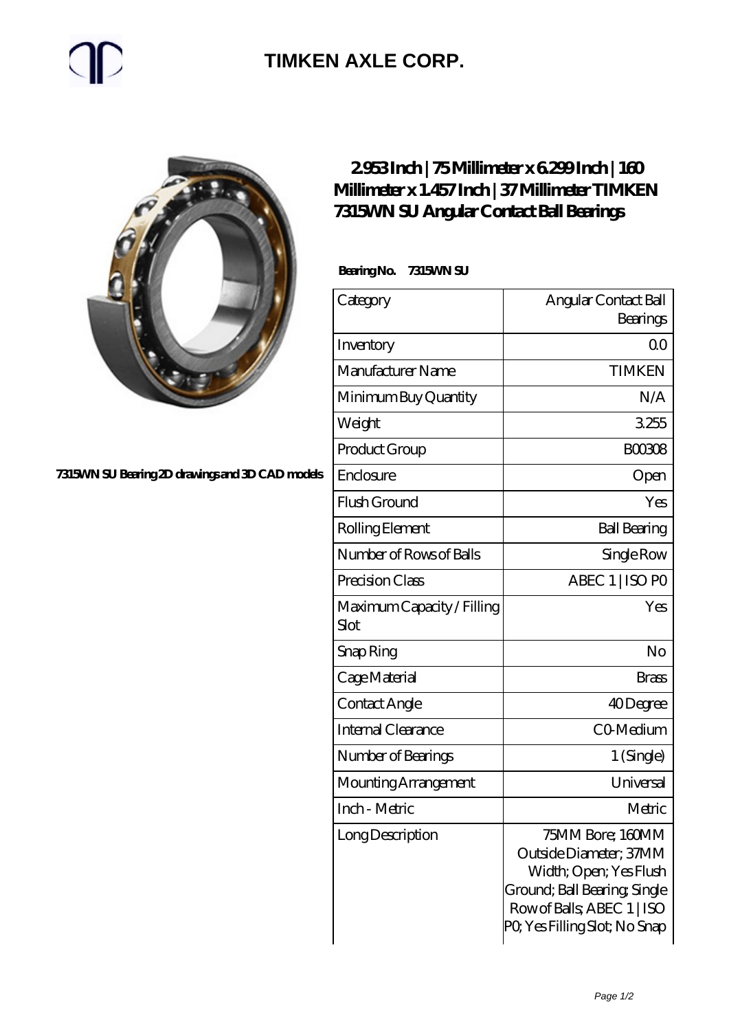# TIMKEN AXLE CORP.

7315WN SU Bearing 2D drawings and 3D CAD models

## 2.953 Inch | 75 Millimeter x 6.299 Inch | 160 Millimeter x 1.457 Inch | 37 Millimeter TIMKEN 7315WN SU Angular Contact Ball Bearings

**Bearing No. 7315WN SU**

| Category | Angular Contact Ball Bearings |
|---|---|
| Inventory | 0.0 |
| Manufacturer Name | TIMKEN |
| Minimum Buy Quantity | N/A |
| Weight | 3.255 |
| Product Group | B00308 |
| Enclosure | Open |
| Flush Ground | Yes |
| Rolling Element | Ball Bearing |
| Number of Rows of Balls | Single Row |
| Precision Class | ABEC 1 \| ISO P0 |
| Maximum Capacity / Filling Slot | Yes |
| Snap Ring | No |
| Cage Material | Brass |
| Contact Angle | 40 Degree |
| Internal Clearance | C0-Medium |
| Number of Bearings | 1 (Single) |
| Mounting Arrangement | Universal |
| Inch - Metric | Metric |
| Long Description | 75MM Bore; 160MM Outside Diameter; 37MM Width; Open; Yes Flush Ground; Ball Bearing; Single Row of Balls; ABEC 1 \| ISO P0; Yes Filling Slot; No Snap |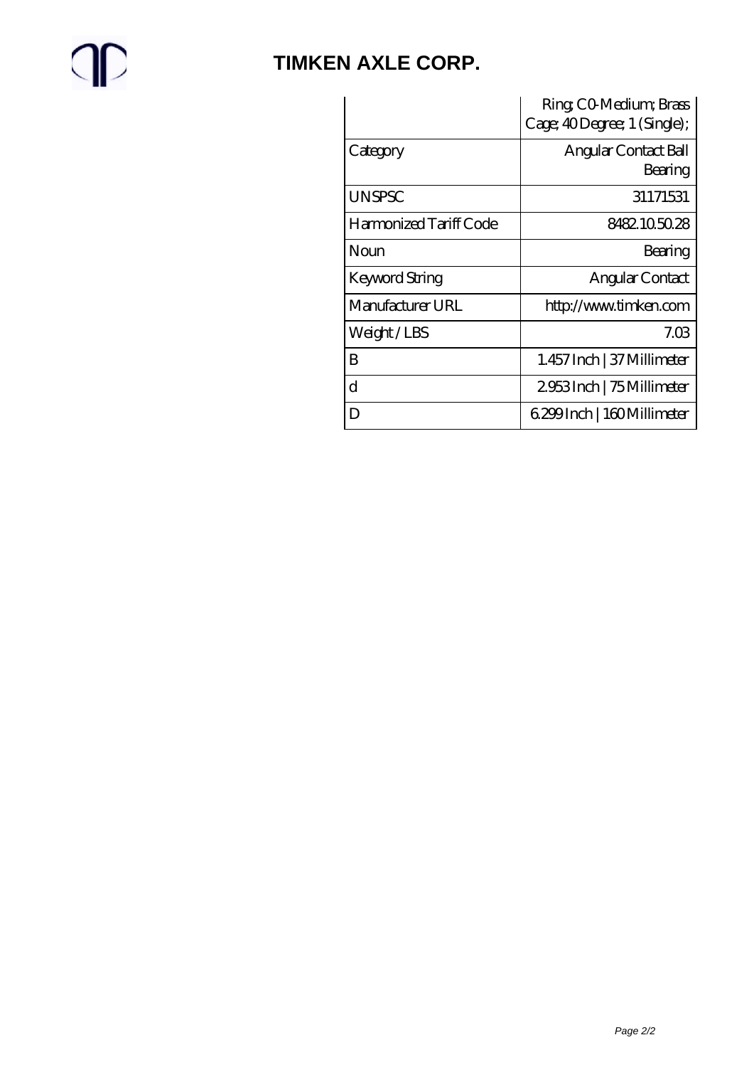# TIMKEN AXLE CORP.

| | |
|---|---|
| | Ring; C0-Medium; Brass Cage; 40 Degree; 1 (Single); |
| Category | Angular Contact Ball Bearing |
| UNSPSC | 31171531 |
| Harmonized Tariff Code | 8482.10.50.28 |
| Noun | Bearing |
| Keyword String | Angular Contact |
| Manufacturer URL | http://www.timken.com |
| Weight / LBS | 7.03 |
| B | 1.457 Inch \| 37 Millimeter |
| d | 2.953 Inch \| 75 Millimeter |
| D | 6.299 Inch \| 160 Millimeter |